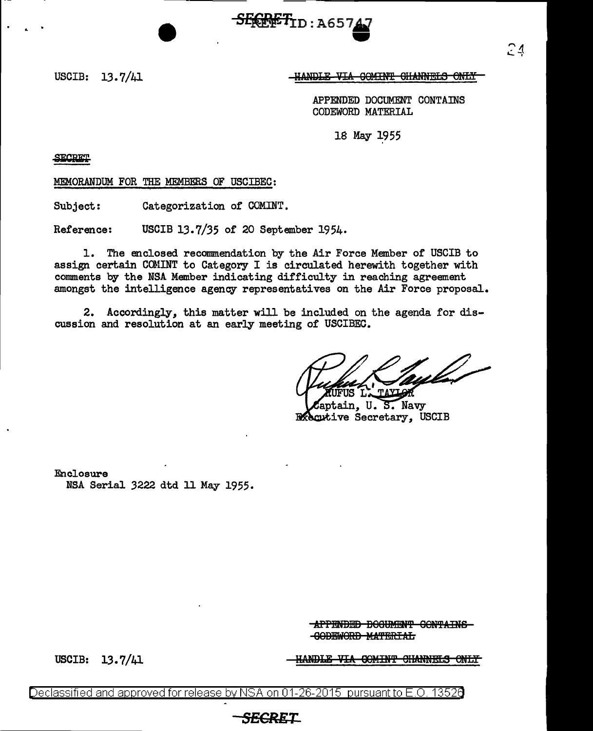SECRET REF ID:A65747

USCIB: 13.7/41

~~HANDLE VIA COMINT CHANNELS ONLY~~

APPENDED DOCUMENT CONTAINS
CODEWORD MATERIAL

18 May 1955

~~SECRET~~

MEMORANDUM FOR THE MEMBERS OF USCIBEC:

Subject: Categorization of COMINT.

Reference: USCIB 13.7/35 of 20 September 1954.

1. The enclosed recommendation by the Air Force Member of USCIB to assign certain COMINT to Category I is circulated herewith together with comments by the NSA Member indicating difficulty in reaching agreement amongst the intelligence agency representatives on the Air Force proposal.

2. Accordingly, this matter will be included on the agenda for discussion and resolution at an early meeting of USCIBEC.

RUFUS L. TAYLOR
Captain, U. S. Navy
Executive Secretary, USCIB

Enclosure
NSA Serial 3222 dtd 11 May 1955.

~~APPENDED DOCUMENT CONTAINS CODEWORD MATERIAL~~

USCIB: 13.7/41

~~HANDLE VIA COMINT CHANNELS ONLY~~

Declassified and approved for release by NSA on 01-26-2015 pursuant to E.O. 13526

~~SECRET~~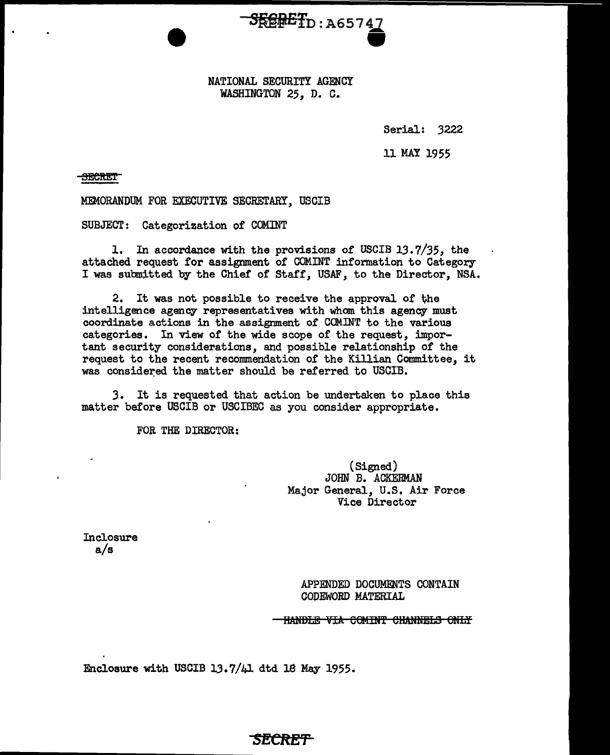NATIONAL SECURITY AGENCY
WASHINGTON 25, D. C.

Serial: 3222

11 MAY 1955

~~SECRET~~

MEMORANDUM FOR EXECUTIVE SECRETARY, USCIB

SUBJECT: Categorization of COMINT

1. In accordance with the provisions of USCIB 13.7/35, the attached request for assignment of COMINT information to Category I was submitted by the Chief of Staff, USAF, to the Director, NSA.

2. It was not possible to receive the approval of the intelligence agency representatives with whom this agency must coordinate actions in the assignment of COMINT to the various categories. In view of the wide scope of the request, important security considerations, and possible relationship of the request to the recent recommendation of the Killian Committee, it was considered the matter should be referred to USCIB.

3. It is requested that action be undertaken to place this matter before USCIB or USCIBEC as you consider appropriate.

FOR THE DIRECTOR:

(Signed)
JOHN B. ACKERMAN
Major General, U.S. Air Force
Vice Director

Inclosure
a/s

APPENDED DOCUMENTS CONTAIN
CODEWORD MATERIAL

~~HANDLE VIA COMINT CHANNELS ONLY~~

Enclosure with USCIB 13.7/41 dtd 18 May 1955.

SECRET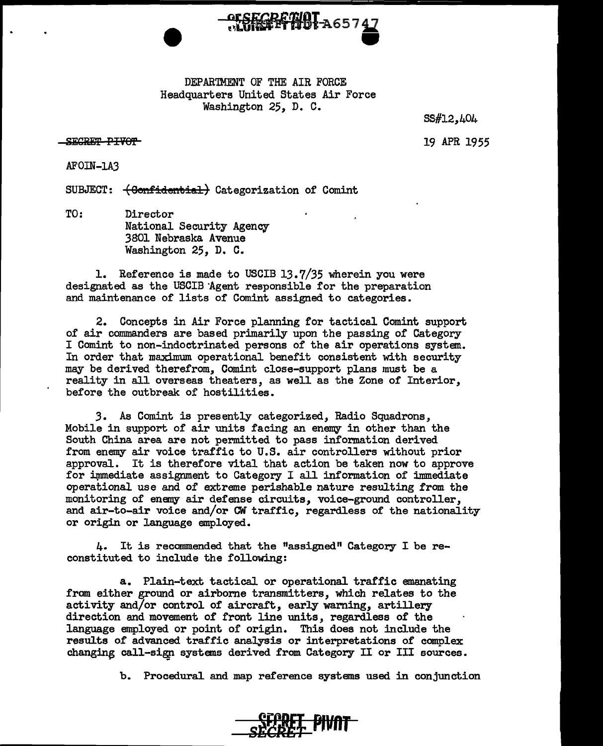DEPARTMENT OF THE AIR FORCE
Headquarters United States Air Force
Washington 25, D. C.

SS#12,404

SECRET PIVOT

19 APR 1955

AFOIN-1A3

SUBJECT: ~~(Confidential)~~ Categorization of Comint

TO: Director
National Security Agency
3801 Nebraska Avenue
Washington 25, D. C.

1. Reference is made to USCIB 13.7/35 wherein you were designated as the USCIB Agent responsible for the preparation and maintenance of lists of Comint assigned to categories.

2. Concepts in Air Force planning for tactical Comint support of air commanders are based primarily upon the passing of Category I Comint to non-indoctrinated persons of the air operations system. In order that maximum operational benefit consistent with security may be derived therefrom, Comint close-support plans must be a reality in all overseas theaters, as well as the Zone of Interior, before the outbreak of hostilities.

3. As Comint is presently categorized, Radio Squadrons, Mobile in support of air units facing an enemy in other than the South China area are not permitted to pass information derived from enemy air voice traffic to U.S. air controllers without prior approval. It is therefore vital that action be taken now to approve for immediate assignment to Category I all information of immediate operational use and of extreme perishable nature resulting from the monitoring of enemy air defense circuits, voice-ground controller, and air-to-air voice and/or CW traffic, regardless of the nationality or origin or language employed.

4. It is recommended that the "assigned" Category I be reconstituted to include the following:

a. Plain-text tactical or operational traffic emanating from either ground or airborne transmitters, which relates to the activity and/or control of aircraft, early warning, artillery direction and movement of front line units, regardless of the language employed or point of origin. This does not include the results of advanced traffic analysis or interpretations of complex changing call-sign systems derived from Category II or III sources.

b. Procedural and map reference systems used in conjunction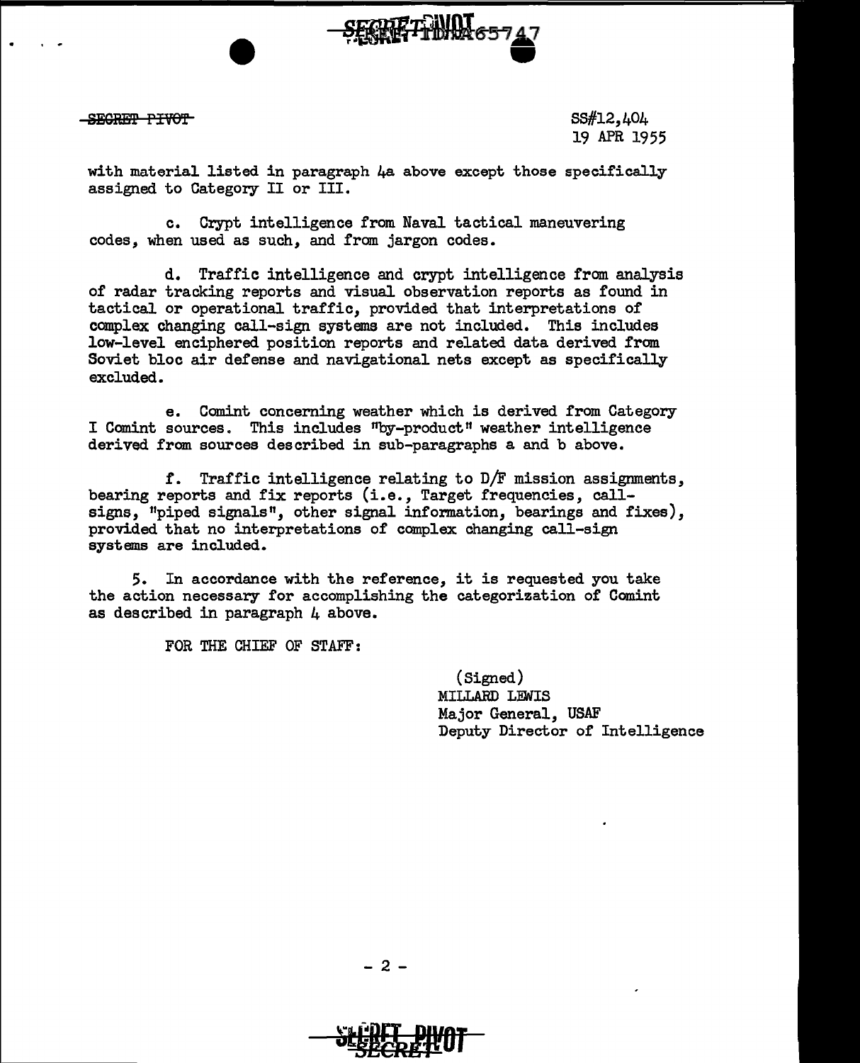SECRET PIVOT

SS#12,404
19 APR 1955

with material listed in paragraph 4a above except those specifically assigned to Category II or III.

c. Crypt intelligence from Naval tactical maneuvering codes, when used as such, and from jargon codes.

d. Traffic intelligence and crypt intelligence from analysis of radar tracking reports and visual observation reports as found in tactical or operational traffic, provided that interpretations of complex changing call-sign systems are not included. This includes low-level enciphered position reports and related data derived from Soviet bloc air defense and navigational nets except as specifically excluded.

e. Comint concerning weather which is derived from Category I Comint sources. This includes "by-product" weather intelligence derived from sources described in sub-paragraphs a and b above.

f. Traffic intelligence relating to D/F mission assignments, bearing reports and fix reports (i.e., Target frequencies, call-signs, "piped signals", other signal information, bearings and fixes), provided that no interpretations of complex changing call-sign systems are included.

5. In accordance with the reference, it is requested you take the action necessary for accomplishing the categorization of Comint as described in paragraph 4 above.

FOR THE CHIEF OF STAFF:

(Signed)
MILLARD LEWIS
Major General, USAF
Deputy Director of Intelligence

SECRET PIVOT